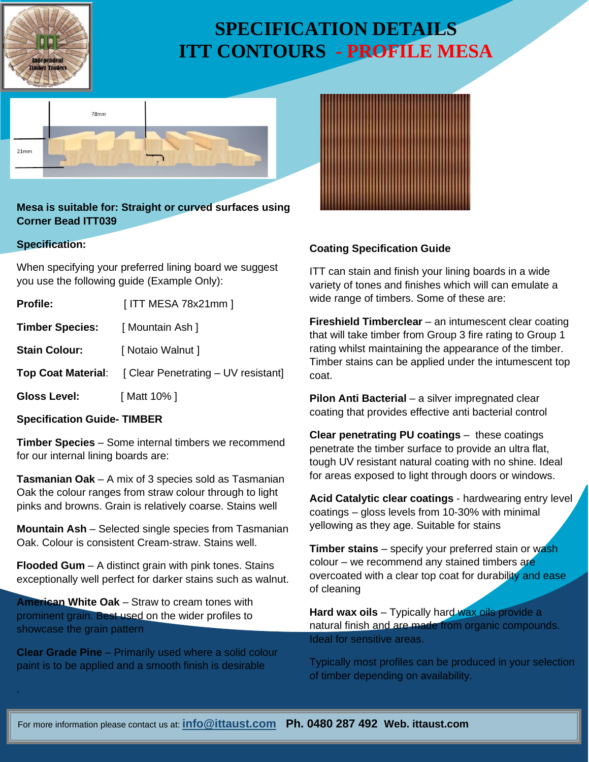# SPECIFICATION DETAILS
# ITT CONTOURS - PROFILE MESA

78mm

21mm

**Mesa is suitable for: Straight or curved surfaces using Corner Bead ITT039**

**Specification:**

When specifying your preferred lining board we suggest you use the following guide (Example Only):

| | |
|---|---|
| **Profile:** | [ ITT MESA 78x21mm ] |
| **Timber Species:** | [ Mountain Ash ] |
| **Stain Colour:** | [ Notaio Walnut ] |
| **Top Coat Material:** | [ Clear Penetrating – UV resistant] |
| **Gloss Level:** | [ Matt 10% ] |

**Specification Guide- TIMBER**

**Timber Species** – Some internal timbers we recommend for our internal lining boards are:

**Tasmanian Oak** – A mix of 3 species sold as Tasmanian Oak the colour ranges from straw colour through to light pinks and browns. Grain is relatively coarse. Stains well

**Mountain Ash** – Selected single species from Tasmanian Oak. Colour is consistent Cream-straw. Stains well.

**Flooded Gum** – A distinct grain with pink tones. Stains exceptionally well perfect for darker stains such as walnut.

**American White Oak** – Straw to cream tones with prominent grain. Best used on the wider profiles to showcase the grain pattern

**Clear Grade Pine** – Primarily used where a solid colour paint is to be applied and a smooth finish is desirable

**Coating Specification Guide**

ITT can stain and finish your lining boards in a wide variety of tones and finishes which will can emulate a wide range of timbers. Some of these are:

**Fireshield Timberclear** – an intumescent clear coating that will take timber from Group 3 fire rating to Group 1 rating whilst maintaining the appearance of the timber. Timber stains can be applied under the intumescent top coat.

**Pilon Anti Bacterial** – a silver impregnated clear coating that provides effective anti bacterial control

**Clear penetrating PU coatings** – these coatings penetrate the timber surface to provide an ultra flat, tough UV resistant natural coating with no shine. Ideal for areas exposed to light through doors or windows.

**Acid Catalytic clear coatings** - hardwearing entry level coatings – gloss levels from 10-30% with minimal yellowing as they age. Suitable for stains

**Timber stains** – specify your preferred stain or wash colour – we recommend any stained timbers are overcoated with a clear top coat for durability and ease of cleaning

**Hard wax oils** – Typically hard wax oils provide a natural finish and are made from organic compounds. Ideal for sensitive areas.

Typically most profiles can be produced in your selection of timber depending on availability.

For more information please contact us at: info@ittaust.com **Ph. 0480 287 492 Web. ittaust.com**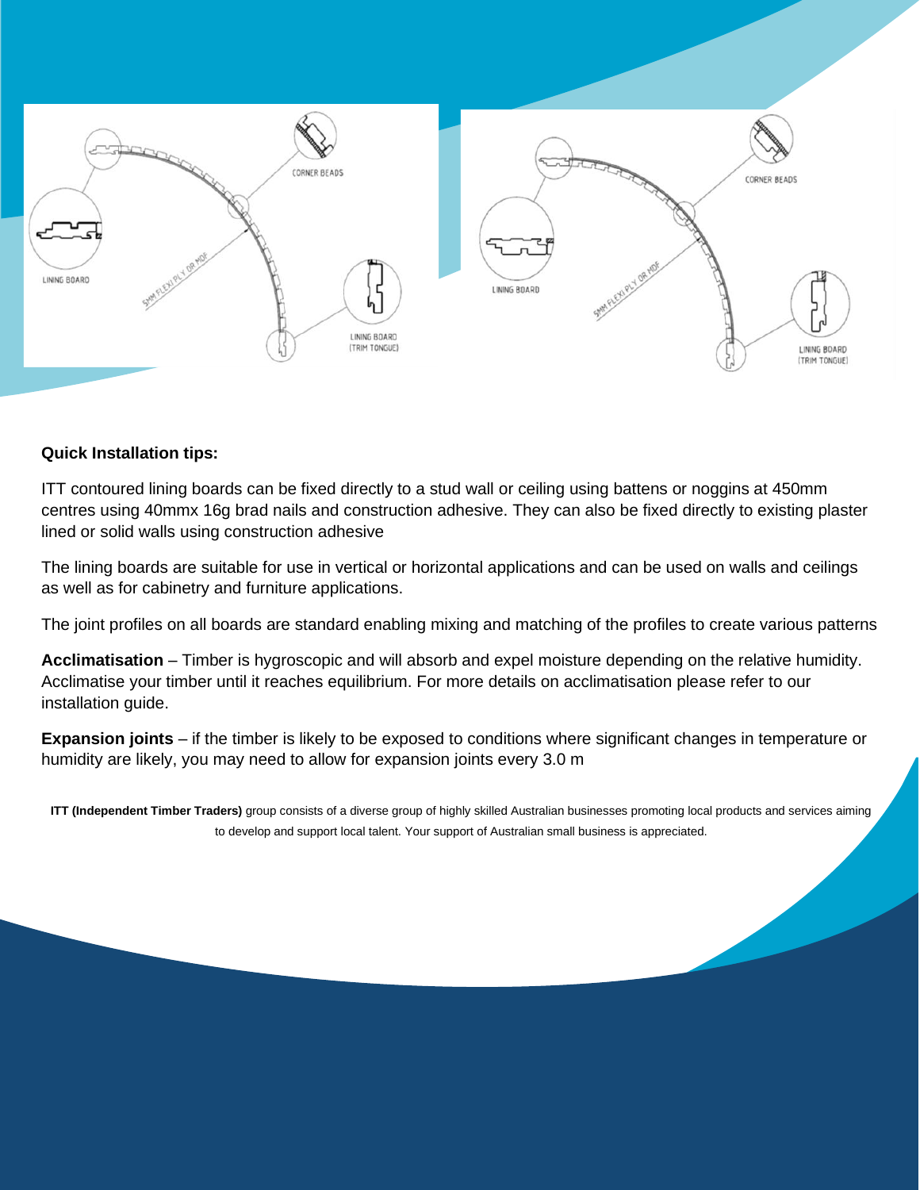CORNER BEADS

LINING BOARD

5MM FLEXI PLY OR MDF

LINING BOARD (TRIM TONGUE)

CORNER BEADS

LINING BOARD

5MM FLEXI PLY OR MDF

LINING BOARD (TRIM TONGUE)

**Quick Installation tips:**

ITT contoured lining boards can be fixed directly to a stud wall or ceiling using battens or noggins at 450mm centres using 40mmx 16g brad nails and construction adhesive. They can also be fixed directly to existing plaster lined or solid walls using construction adhesive

The lining boards are suitable for use in vertical or horizontal applications and can be used on walls and ceilings as well as for cabinetry and furniture applications.

The joint profiles on all boards are standard enabling mixing and matching of the profiles to create various patterns

**Acclimatisation** – Timber is hygroscopic and will absorb and expel moisture depending on the relative humidity. Acclimatise your timber until it reaches equilibrium. For more details on acclimatisation please refer to our installation guide.

**Expansion joints** – if the timber is likely to be exposed to conditions where significant changes in temperature or humidity are likely, you may need to allow for expansion joints every 3.0 m

**ITT (Independent Timber Traders)** group consists of a diverse group of highly skilled Australian businesses promoting local products and services aiming to develop and support local talent. Your support of Australian small business is appreciated.